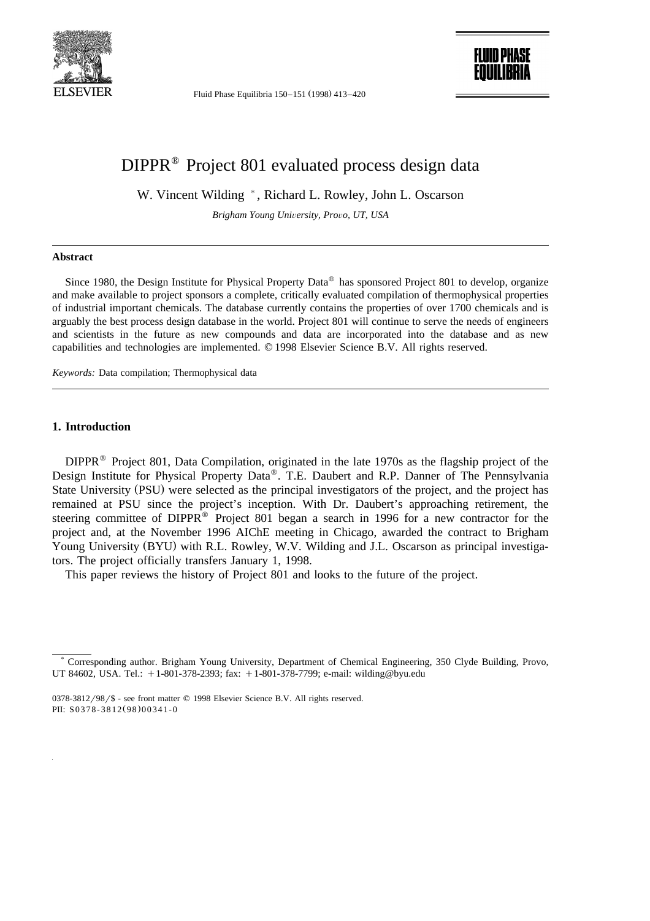# DIPPR® Project 801 evaluated process design data

W. Vincent Wilding *, Richard L. Rowley, John L. Oscarson

*Brigham Young University, Provo, UT, USA*

## Abstract

Since 1980, the Design Institute for Physical Property Data® has sponsored Project 801 to develop, organize and make available to project sponsors a complete, critically evaluated compilation of thermophysical properties of industrial important chemicals. The database currently contains the properties of over 1700 chemicals and is arguably the best process design database in the world. Project 801 will continue to serve the needs of engineers and scientists in the future as new compounds and data are incorporated into the database and as new capabilities and technologies are implemented. © 1998 Elsevier Science B.V. All rights reserved.

*Keywords:* Data compilation; Thermophysical data

## 1. Introduction

DIPPR® Project 801, Data Compilation, originated in the late 1970s as the flagship project of the Design Institute for Physical Property Data®. T.E. Daubert and R.P. Danner of The Pennsylvania State University (PSU) were selected as the principal investigators of the project, and the project has remained at PSU since the project's inception. With Dr. Daubert's approaching retirement, the steering committee of DIPPR® Project 801 began a search in 1996 for a new contractor for the project and, at the November 1996 AIChE meeting in Chicago, awarded the contract to Brigham Young University (BYU) with R.L. Rowley, W.V. Wilding and J.L. Oscarson as principal investigators. The project officially transfers January 1, 1998.

This paper reviews the history of Project 801 and looks to the future of the project.

---

* Corresponding author. Brigham Young University, Department of Chemical Engineering, 350 Clyde Building, Provo, UT 84602, USA. Tel.: +1-801-378-2393; fax: +1-801-378-7799; e-mail: wilding@byu.edu

0378-3812/98/$ - see front matter © 1998 Elsevier Science B.V. All rights reserved.
PII: S0378-3812(98)00341-0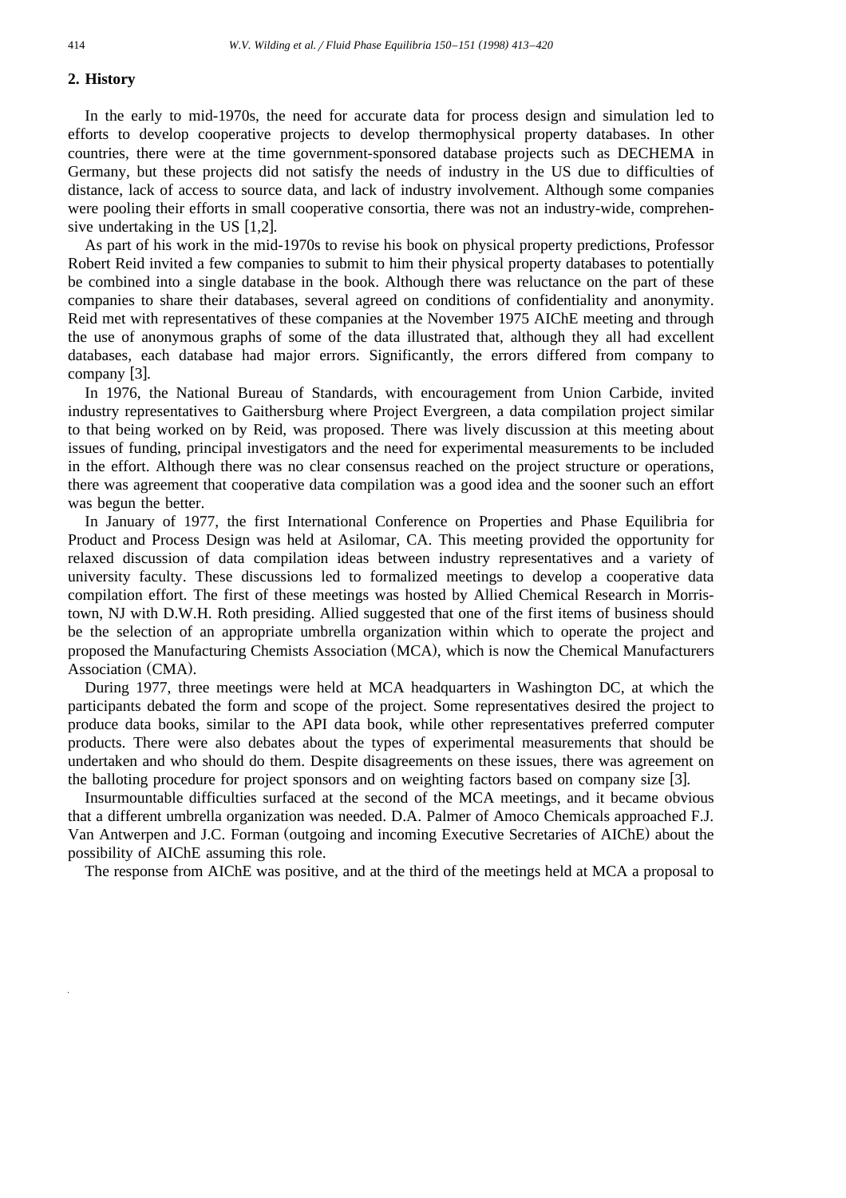## 2. History

In the early to mid-1970s, the need for accurate data for process design and simulation led to efforts to develop cooperative projects to develop thermophysical property databases. In other countries, there were at the time government-sponsored database projects such as DECHEMA in Germany, but these projects did not satisfy the needs of industry in the US due to difficulties of distance, lack of access to source data, and lack of industry involvement. Although some companies were pooling their efforts in small cooperative consortia, there was not an industry-wide, comprehensive undertaking in the US [1,2].

As part of his work in the mid-1970s to revise his book on physical property predictions, Professor Robert Reid invited a few companies to submit to him their physical property databases to potentially be combined into a single database in the book. Although there was reluctance on the part of these companies to share their databases, several agreed on conditions of confidentiality and anonymity. Reid met with representatives of these companies at the November 1975 AIChE meeting and through the use of anonymous graphs of some of the data illustrated that, although they all had excellent databases, each database had major errors. Significantly, the errors differed from company to company [3].

In 1976, the National Bureau of Standards, with encouragement from Union Carbide, invited industry representatives to Gaithersburg where Project Evergreen, a data compilation project similar to that being worked on by Reid, was proposed. There was lively discussion at this meeting about issues of funding, principal investigators and the need for experimental measurements to be included in the effort. Although there was no clear consensus reached on the project structure or operations, there was agreement that cooperative data compilation was a good idea and the sooner such an effort was begun the better.

In January of 1977, the first International Conference on Properties and Phase Equilibria for Product and Process Design was held at Asilomar, CA. This meeting provided the opportunity for relaxed discussion of data compilation ideas between industry representatives and a variety of university faculty. These discussions led to formalized meetings to develop a cooperative data compilation effort. The first of these meetings was hosted by Allied Chemical Research in Morristown, NJ with D.W.H. Roth presiding. Allied suggested that one of the first items of business should be the selection of an appropriate umbrella organization within which to operate the project and proposed the Manufacturing Chemists Association (MCA), which is now the Chemical Manufacturers Association (CMA).

During 1977, three meetings were held at MCA headquarters in Washington DC, at which the participants debated the form and scope of the project. Some representatives desired the project to produce data books, similar to the API data book, while other representatives preferred computer products. There were also debates about the types of experimental measurements that should be undertaken and who should do them. Despite disagreements on these issues, there was agreement on the balloting procedure for project sponsors and on weighting factors based on company size [3].

Insurmountable difficulties surfaced at the second of the MCA meetings, and it became obvious that a different umbrella organization was needed. D.A. Palmer of Amoco Chemicals approached F.J. Van Antwerpen and J.C. Forman (outgoing and incoming Executive Secretaries of AIChE) about the possibility of AIChE assuming this role.

The response from AIChE was positive, and at the third of the meetings held at MCA a proposal to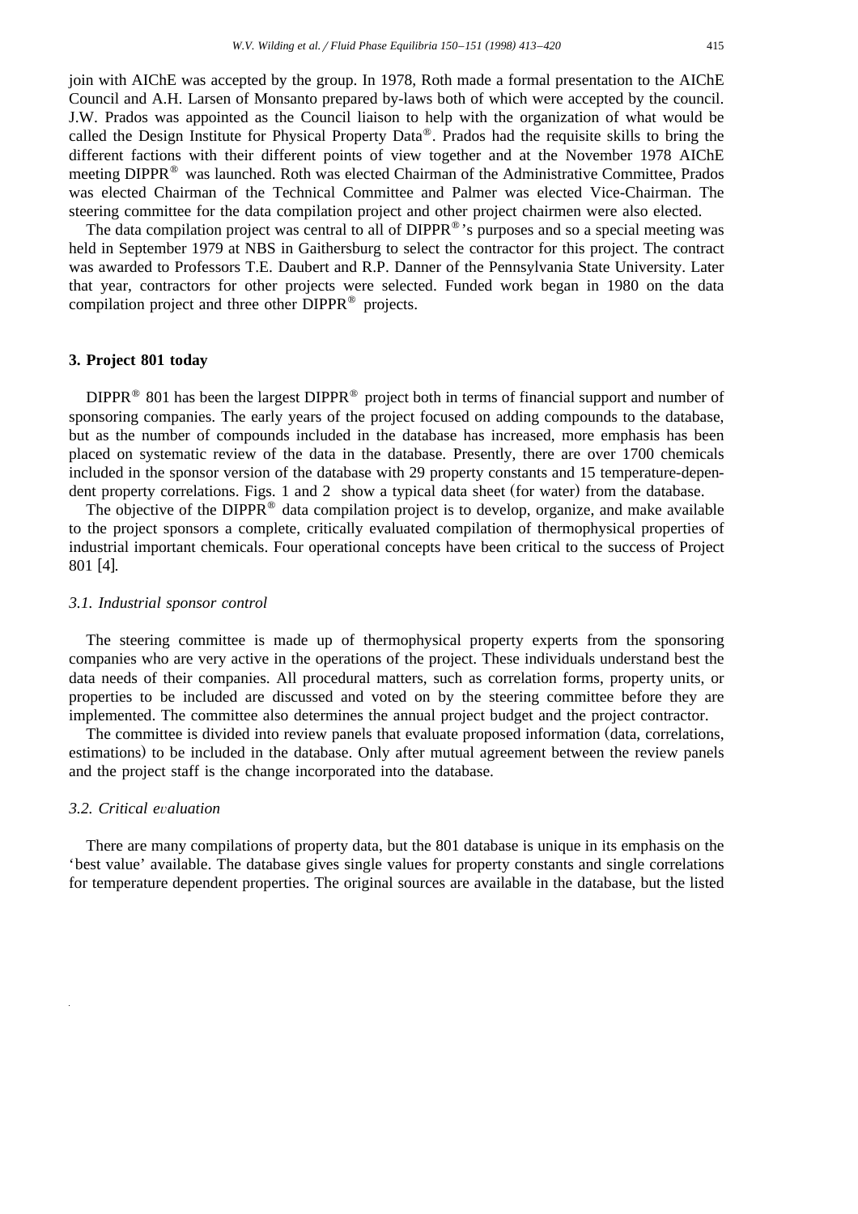join with AIChE was accepted by the group. In 1978, Roth made a formal presentation to the AIChE Council and A.H. Larsen of Monsanto prepared by-laws both of which were accepted by the council. J.W. Prados was appointed as the Council liaison to help with the organization of what would be called the Design Institute for Physical Property Data®. Prados had the requisite skills to bring the different factions with their different points of view together and at the November 1978 AIChE meeting DIPPR® was launched. Roth was elected Chairman of the Administrative Committee, Prados was elected Chairman of the Technical Committee and Palmer was elected Vice-Chairman. The steering committee for the data compilation project and other project chairmen were also elected.

The data compilation project was central to all of DIPPR®'s purposes and so a special meeting was held in September 1979 at NBS in Gaithersburg to select the contractor for this project. The contract was awarded to Professors T.E. Daubert and R.P. Danner of the Pennsylvania State University. Later that year, contractors for other projects were selected. Funded work began in 1980 on the data compilation project and three other DIPPR® projects.

## 3. Project 801 today

DIPPR® 801 has been the largest DIPPR® project both in terms of financial support and number of sponsoring companies. The early years of the project focused on adding compounds to the database, but as the number of compounds included in the database has increased, more emphasis has been placed on systematic review of the data in the database. Presently, there are over 1700 chemicals included in the sponsor version of the database with 29 property constants and 15 temperature-dependent property correlations. Figs. 1 and 2 show a typical data sheet (for water) from the database.

The objective of the DIPPR® data compilation project is to develop, organize, and make available to the project sponsors a complete, critically evaluated compilation of thermophysical properties of industrial important chemicals. Four operational concepts have been critical to the success of Project 801 [4].

### *3.1. Industrial sponsor control*

The steering committee is made up of thermophysical property experts from the sponsoring companies who are very active in the operations of the project. These individuals understand best the data needs of their companies. All procedural matters, such as correlation forms, property units, or properties to be included are discussed and voted on by the steering committee before they are implemented. The committee also determines the annual project budget and the project contractor.

The committee is divided into review panels that evaluate proposed information (data, correlations, estimations) to be included in the database. Only after mutual agreement between the review panels and the project staff is the change incorporated into the database.

### *3.2. Critical evaluation*

There are many compilations of property data, but the 801 database is unique in its emphasis on the 'best value' available. The database gives single values for property constants and single correlations for temperature dependent properties. The original sources are available in the database, but the listed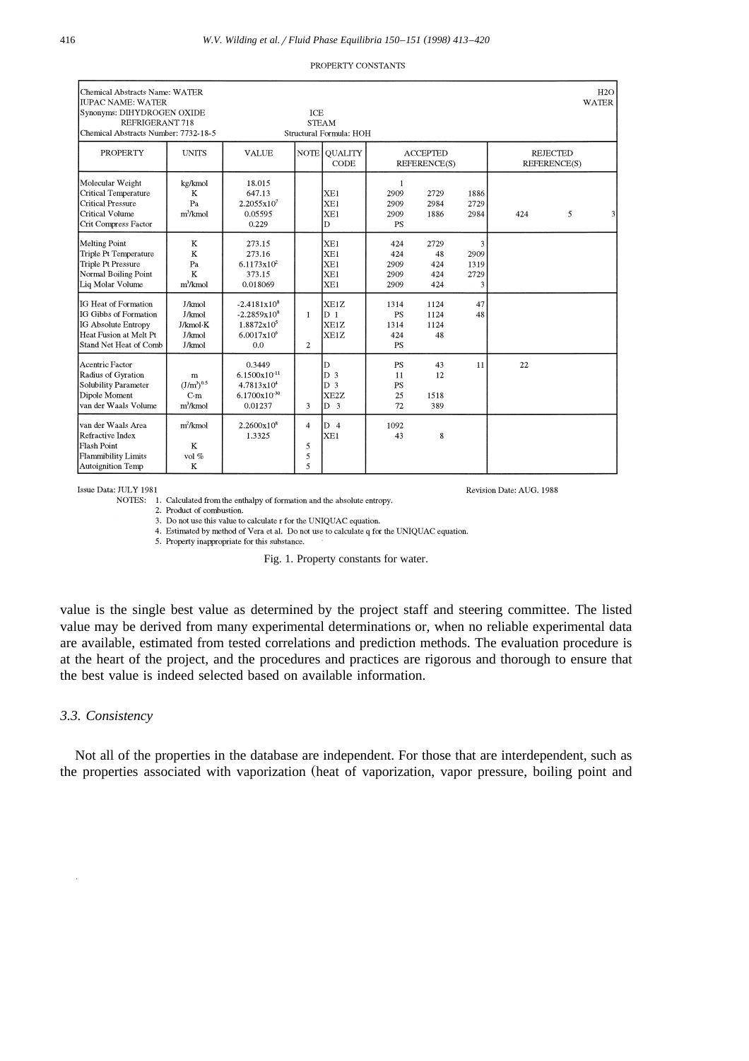PROPERTY CONSTANTS

Chemical Abstracts Name: WATER — H2O
IUPAC NAME: WATER — WATER
Synonyms: DIHYDROGEN OXIDE, ICE, REFRIGERANT 718, STEAM
Chemical Abstracts Number: 7732-18-5
Structural Formula: HOH

| PROPERTY | UNITS | VALUE | NOTE | QUALITY CODE | ACCEPTED REFERENCE(S) | | | REJECTED REFERENCE(S) | | |
|---|---|---|---|---|---|---|---|---|---|---|
| Molecular Weight | kg/kmol | 18.015 | | | 1 | | | | | |
| Critical Temperature | K | 647.13 | | XE1 | 2909 | 2729 | 1886 | | | |
| Critical Pressure | Pa | $2.2055 \times 10^{7}$ | | XE1 | 2909 | 2984 | 2729 | | | |
| Critical Volume | $m^3$/kmol | 0.05595 | | XE1 | 2909 | 1886 | 2984 | 424 | 5 | 3 |
| Crit Compress Factor | | 0.229 | | D | PS | | | | | |
| Melting Point | K | 273.15 | | XE1 | 424 | 2729 | 3 | | | |
| Triple Pt Temperature | K | 273.16 | | XE1 | 424 | 48 | 2909 | | | |
| Triple Pt Pressure | Pa | $6.1173 \times 10^{2}$ | | XE1 | 2909 | 424 | 1319 | | | |
| Normal Boiling Point | K | 373.15 | | XE1 | 2909 | 424 | 2729 | | | |
| Liq Molar Volume | $m^3$/kmol | 0.018069 | | XE1 | 2909 | 424 | 3 | | | |
| IG Heat of Formation | J/kmol | $-2.4181 \times 10^{8}$ | | XE1Z | 1314 | 1124 | 47 | | | |
| IG Gibbs of Formation | J/kmol | $-2.2859 \times 10^{8}$ | 1 | D 1 | PS | 1124 | 48 | | | |
| IG Absolute Entropy | J/kmol·K | $1.8872 \times 10^{5}$ | | XE1Z | 1314 | 1124 | | | | |
| Heat Fusion at Melt Pt | J/kmol | $6.0017 \times 10^{6}$ | | XE1Z | 424 | 48 | | | | |
| Stand Net Heat of Comb | J/kmol | 0.0 | 2 | | PS | | | | | |
| Acentric Factor | | 0.3449 | | D | PS | 43 | 11 | 22 | | |
| Radius of Gyration | m | $6.1500 \times 10^{-11}$ | | D 3 | 11 | 12 | | | | |
| Solubility Parameter | $(J/m^3)^{0.5}$ | $4.7813 \times 10^{4}$ | | D 3 | PS | | | | | |
| Dipole Moment | C·m | $6.1700 \times 10^{-30}$ | | XE2Z | 25 | 1518 | | | | |
| van der Waals Volume | $m^3$/kmol | 0.01237 | 3 | D 3 | 72 | 389 | | | | |
| van der Waals Area | $m^2$/kmol | $2.2600 \times 10^{8}$ | 4 | D 4 | 1092 | | | | | |
| Refractive Index | | 1.3325 | | XE1 | 43 | 8 | | | | |
| Flash Point | K | | 5 | | | | | | | |
| Flammibility Limits | vol % | | 5 | | | | | | | |
| Autoignition Temp | K | | 5 | | | | | | | |

Issue Data: JULY 1981 — Revision Date: AUG. 1988

NOTES:
1. Calculated from the enthalpy of formation and the absolute entropy.
2. Product of combustion.
3. Do not use this value to calculate r for the UNIQUAC equation.
4. Estimated by method of Vera et al. Do not use to calculate q for the UNIQUAC equation.
5. Property inappropriate for this substance.

Fig. 1. Property constants for water.

value is the single best value as determined by the project staff and steering committee. The listed value may be derived from many experimental determinations or, when no reliable experimental data are available, estimated from tested correlations and prediction methods. The evaluation procedure is at the heart of the project, and the procedures and practices are rigorous and thorough to ensure that the best value is indeed selected based on available information.

### 3.3. Consistency

Not all of the properties in the database are independent. For those that are interdependent, such as the properties associated with vaporization (heat of vaporization, vapor pressure, boiling point and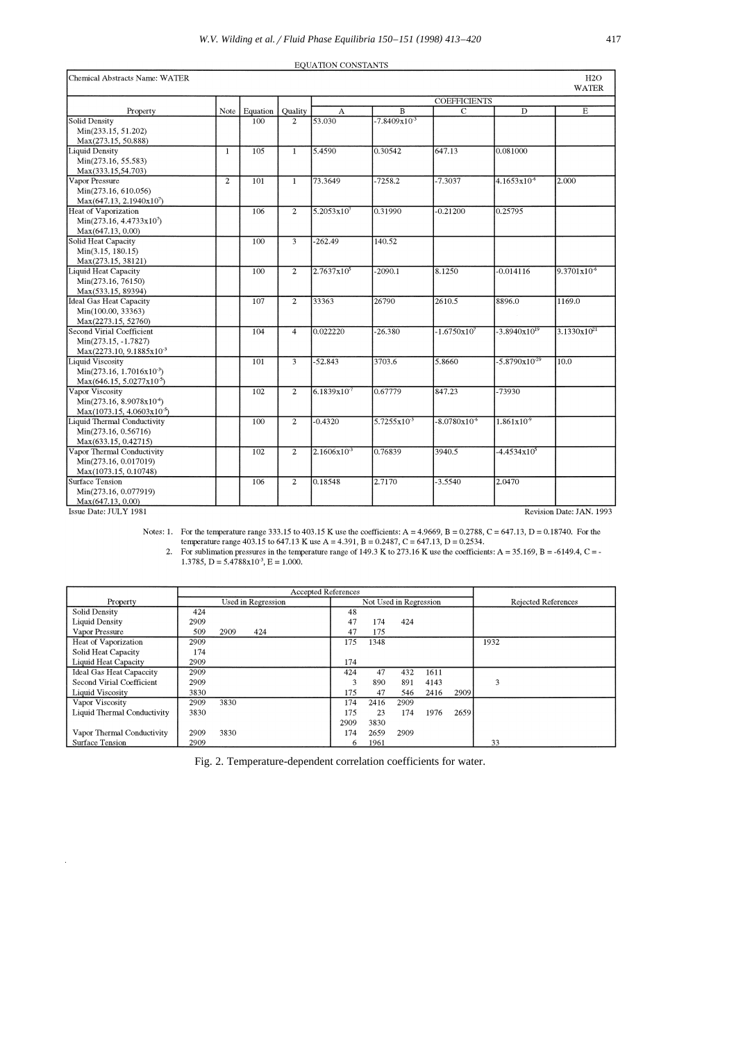EQUATION CONSTANTS

| Chemical Abstracts Name: WATER | | | | | | | | $H_2O$ WATER |
|---|---|---|---|---|---|---|---|---|
| | | | | COEFFICIENTS | | | | |
| Property | Note | Equation | Quality | A | B | C | D | E |
| Solid Density<br>Min(233.15, 51.202)<br>Max(273.15, 50.888) | | 100 | 2 | 53.030 | $-7.8409 \times 10^{-3}$ | | | |
| Liquid Density<br>Min(273.16, 55.583)<br>Max(333.15,54.703) | 1 | 105 | 1 | 5.4590 | 0.30542 | 647.13 | 0.081000 | |
| Vapor Pressure<br>Min(273.16, 610.056)<br>Max(647.13, $2.1940 \times 10^{7}$) | 2 | 101 | 1 | 73.3649 | -7258.2 | -7.3037 | $4.1653 \times 10^{-6}$ | 2.000 |
| Heat of Vaporization<br>Min(273.16, $4.4733 \times 10^{7}$)<br>Max(647.13, 0.00) | | 106 | 2 | $5.2053 \times 10^{7}$ | 0.31990 | -0.21200 | 0.25795 | |
| Solid Heat Capacity<br>Min(3.15, 180.15)<br>Max(273.15, 38121) | | 100 | 3 | -262.49 | 140.52 | | | |
| Liquid Heat Capacity<br>Min(273.16, 76150)<br>Max(533.15, 89394) | | 100 | 2 | $2.7637 \times 10^{5}$ | -2090.1 | 8.1250 | -0.014116 | $9.3701 \times 10^{-6}$ |
| Ideal Gas Heat Capacity<br>Min(100.00, 33363)<br>Max(2273.15, 52760) | | 107 | 2 | 33363 | 26790 | 2610.5 | 8896.0 | 1169.0 |
| Second Virial Coefficient<br>Min(273.15, -1.7827)<br>Max(2273.10, $9.1885 \times 10^{-3}$ | | 104 | 4 | 0.022220 | -26.380 | $-1.6750 \times 10^{7}$ | $-3.8940 \times 10^{19}$ | $3.1330 \times 10^{21}$ |
| Liquid Viscosity<br>Min(273.16, $1.7016 \times 10^{-3}$)<br>Max(646.15, $5.0277 \times 10^{-5}$) | | 101 | 3 | -52.843 | 3703.6 | 5.8660 | $-5.8790 \times 10^{-29}$ | 10.0 |
| Vapor Viscosity<br>Min(273.16, $8.9078 \times 10^{-6}$)<br>Max(1073.15, $4.0603 \times 10^{-5}$) | | 102 | 2 | $6.1839 \times 10^{-7}$ | 0.67779 | 847.23 | -73930 | |
| Liquid Thermal Conductivity<br>Min(273.16, 0.56716)<br>Max(633.15, 0.42715) | | 100 | 2 | -0.4320 | $5.7255 \times 10^{-3}$ | $-8.0780 \times 10^{-6}$ | $1.861 \times 10^{-9}$ | |
| Vapor Thermal Conductivity<br>Min(273.16, 0.017019)<br>Max(1073.15, 0.10748) | | 102 | 2 | $2.1606 \times 10^{-3}$ | 0.76839 | 3940.5 | $-4.4534 \times 10^{5}$ | |
| Surface Tension<br>Min(273.16, 0.077919)<br>Max(647.13, 0.00) | | 106 | 2 | 0.18548 | 2.7170 | -3.5540 | 2.0470 | |

Issue Date: JULY 1981 — Revision Date: JAN. 1993

Notes: 1. For the temperature range 333.15 to 403.15 K use the coefficients: A = 4.9669, B = 0.2788, C = 647.13, D = 0.18740. For the temperature range 403.15 to 647.13 K use A = 4.391, B = 0.2487, C = 647.13, D = 0.2534.

2. For sublimation pressures in the temperature range of 149.3 K to 273.16 K use the coefficients: A = 35.169, B = -6149.4, C = -1.3785, D = $5.4788 \times 10^{-3}$, E = 1.000.

| Property | Accepted References: Used in Regression | Accepted References: Not Used in Regression | Rejected References |
|---|---|---|---|
| Solid Density | 424 | 48 | |
| Liquid Density | 2909 | 47 174 424 | |
| Vapor Pressure | 509 2909 424 | 47 175 | |
| Heat of Vaporization | 2909 | 175 1348 | 1932 |
| Solid Heat Capacity | 174 | | |
| Liquid Heat Capacity | 2909 | 174 | |
| Ideal Gas Heat Capaccity | 2909 | 424 47 432 1611 | |
| Second Virial Coefficient | 2909 | 3 890 891 4143 | 3 |
| Liquid Viscosity | 3830 | 175 47 546 2416 2909 | |
| Vapor Viscosity | 2909 3830 | 174 2416 2909 | |
| Liquid Thermal Conductivity | 3830 | 175 23 174 1976 2659 2909 3830 | |
| Vapor Thermal Conductivity | 2909 3830 | 174 2659 2909 | |
| Surface Tension | 2909 | 6 1961 | 33 |

Fig. 2. Temperature-dependent correlation coefficients for water.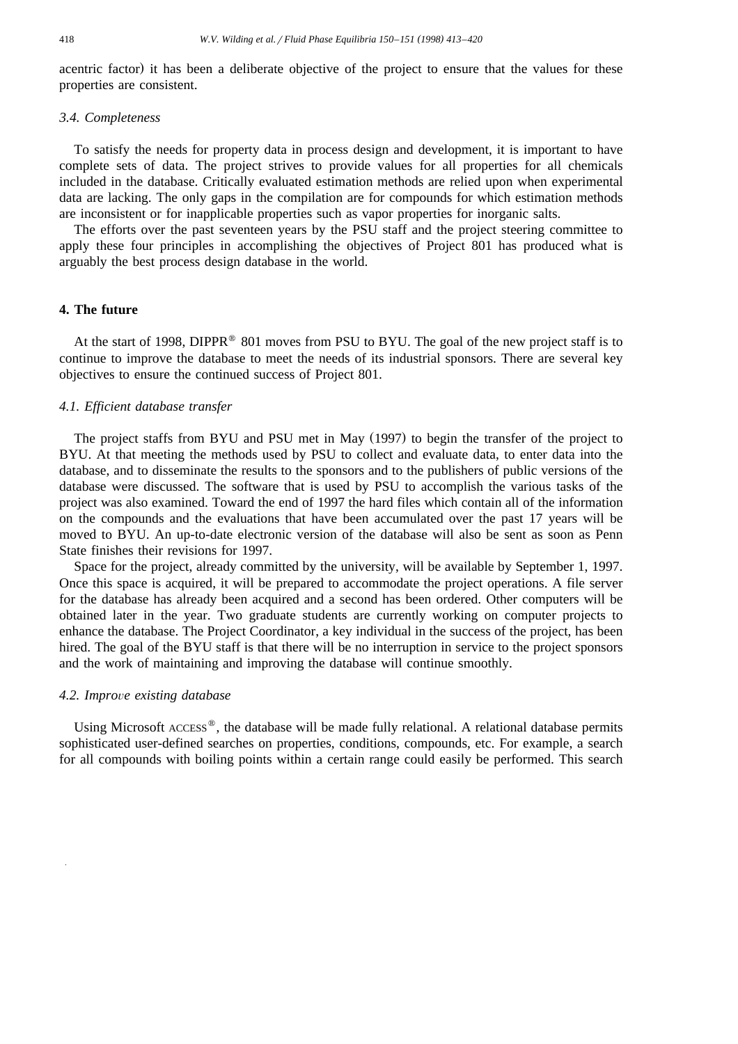acentric factor) it has been a deliberate objective of the project to ensure that the values for these properties are consistent.

### 3.4. Completeness

To satisfy the needs for property data in process design and development, it is important to have complete sets of data. The project strives to provide values for all properties for all chemicals included in the database. Critically evaluated estimation methods are relied upon when experimental data are lacking. The only gaps in the compilation are for compounds for which estimation methods are inconsistent or for inapplicable properties such as vapor properties for inorganic salts.

The efforts over the past seventeen years by the PSU staff and the project steering committee to apply these four principles in accomplishing the objectives of Project 801 has produced what is arguably the best process design database in the world.

## 4. The future

At the start of 1998, DIPPR® 801 moves from PSU to BYU. The goal of the new project staff is to continue to improve the database to meet the needs of its industrial sponsors. There are several key objectives to ensure the continued success of Project 801.

### 4.1. Efficient database transfer

The project staffs from BYU and PSU met in May (1997) to begin the transfer of the project to BYU. At that meeting the methods used by PSU to collect and evaluate data, to enter data into the database, and to disseminate the results to the sponsors and to the publishers of public versions of the database were discussed. The software that is used by PSU to accomplish the various tasks of the project was also examined. Toward the end of 1997 the hard files which contain all of the information on the compounds and the evaluations that have been accumulated over the past 17 years will be moved to BYU. An up-to-date electronic version of the database will also be sent as soon as Penn State finishes their revisions for 1997.

Space for the project, already committed by the university, will be available by September 1, 1997. Once this space is acquired, it will be prepared to accommodate the project operations. A file server for the database has already been acquired and a second has been ordered. Other computers will be obtained later in the year. Two graduate students are currently working on computer projects to enhance the database. The Project Coordinator, a key individual in the success of the project, has been hired. The goal of the BYU staff is that there will be no interruption in service to the project sponsors and the work of maintaining and improving the database will continue smoothly.

### 4.2. Improve existing database

Using Microsoft ACCESS®, the database will be made fully relational. A relational database permits sophisticated user-defined searches on properties, conditions, compounds, etc. For example, a search for all compounds with boiling points within a certain range could easily be performed. This search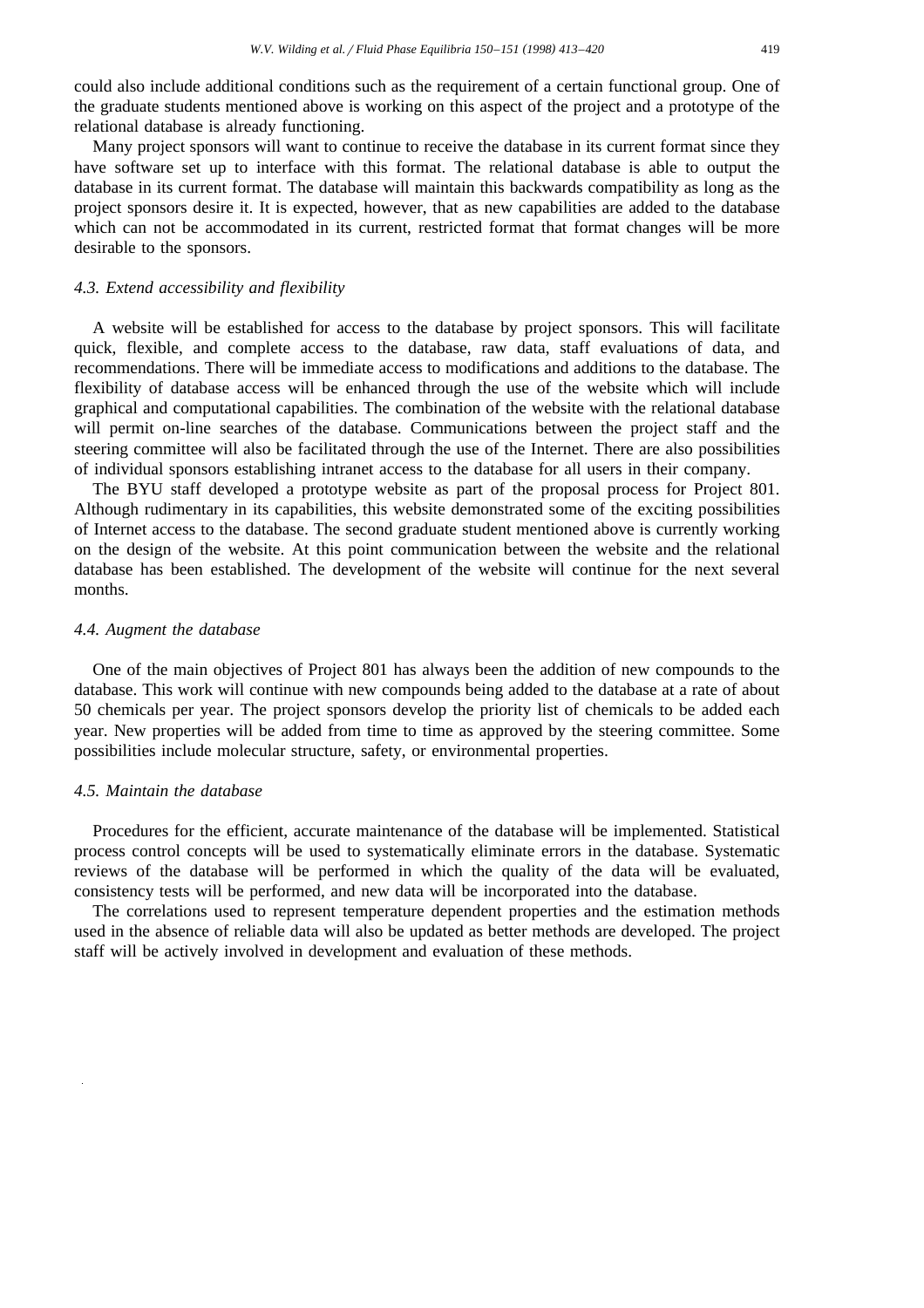could also include additional conditions such as the requirement of a certain functional group. One of the graduate students mentioned above is working on this aspect of the project and a prototype of the relational database is already functioning.

Many project sponsors will want to continue to receive the database in its current format since they have software set up to interface with this format. The relational database is able to output the database in its current format. The database will maintain this backwards compatibility as long as the project sponsors desire it. It is expected, however, that as new capabilities are added to the database which can not be accommodated in its current, restricted format that format changes will be more desirable to the sponsors.

### *4.3. Extend accessibility and flexibility*

A website will be established for access to the database by project sponsors. This will facilitate quick, flexible, and complete access to the database, raw data, staff evaluations of data, and recommendations. There will be immediate access to modifications and additions to the database. The flexibility of database access will be enhanced through the use of the website which will include graphical and computational capabilities. The combination of the website with the relational database will permit on-line searches of the database. Communications between the project staff and the steering committee will also be facilitated through the use of the Internet. There are also possibilities of individual sponsors establishing intranet access to the database for all users in their company.

The BYU staff developed a prototype website as part of the proposal process for Project 801. Although rudimentary in its capabilities, this website demonstrated some of the exciting possibilities of Internet access to the database. The second graduate student mentioned above is currently working on the design of the website. At this point communication between the website and the relational database has been established. The development of the website will continue for the next several months.

### *4.4. Augment the database*

One of the main objectives of Project 801 has always been the addition of new compounds to the database. This work will continue with new compounds being added to the database at a rate of about 50 chemicals per year. The project sponsors develop the priority list of chemicals to be added each year. New properties will be added from time to time as approved by the steering committee. Some possibilities include molecular structure, safety, or environmental properties.

### *4.5. Maintain the database*

Procedures for the efficient, accurate maintenance of the database will be implemented. Statistical process control concepts will be used to systematically eliminate errors in the database. Systematic reviews of the database will be performed in which the quality of the data will be evaluated, consistency tests will be performed, and new data will be incorporated into the database.

The correlations used to represent temperature dependent properties and the estimation methods used in the absence of reliable data will also be updated as better methods are developed. The project staff will be actively involved in development and evaluation of these methods.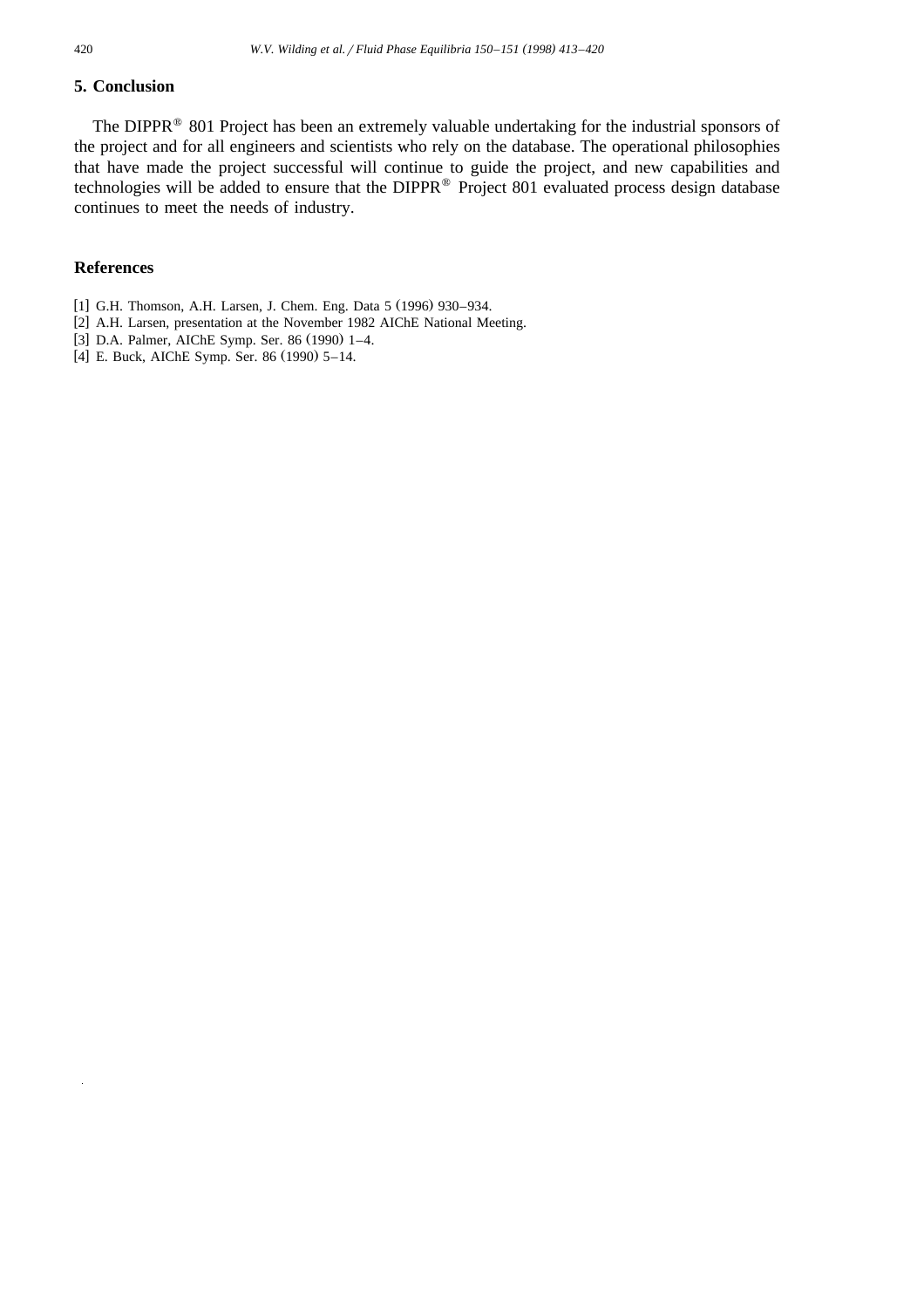## 5. Conclusion

The DIPPR® 801 Project has been an extremely valuable undertaking for the industrial sponsors of the project and for all engineers and scientists who rely on the database. The operational philosophies that have made the project successful will continue to guide the project, and new capabilities and technologies will be added to ensure that the DIPPR® Project 801 evaluated process design database continues to meet the needs of industry.

## References

[1] G.H. Thomson, A.H. Larsen, J. Chem. Eng. Data 5 (1996) 930–934.
[2] A.H. Larsen, presentation at the November 1982 AIChE National Meeting.
[3] D.A. Palmer, AIChE Symp. Ser. 86 (1990) 1–4.
[4] E. Buck, AIChE Symp. Ser. 86 (1990) 5–14.